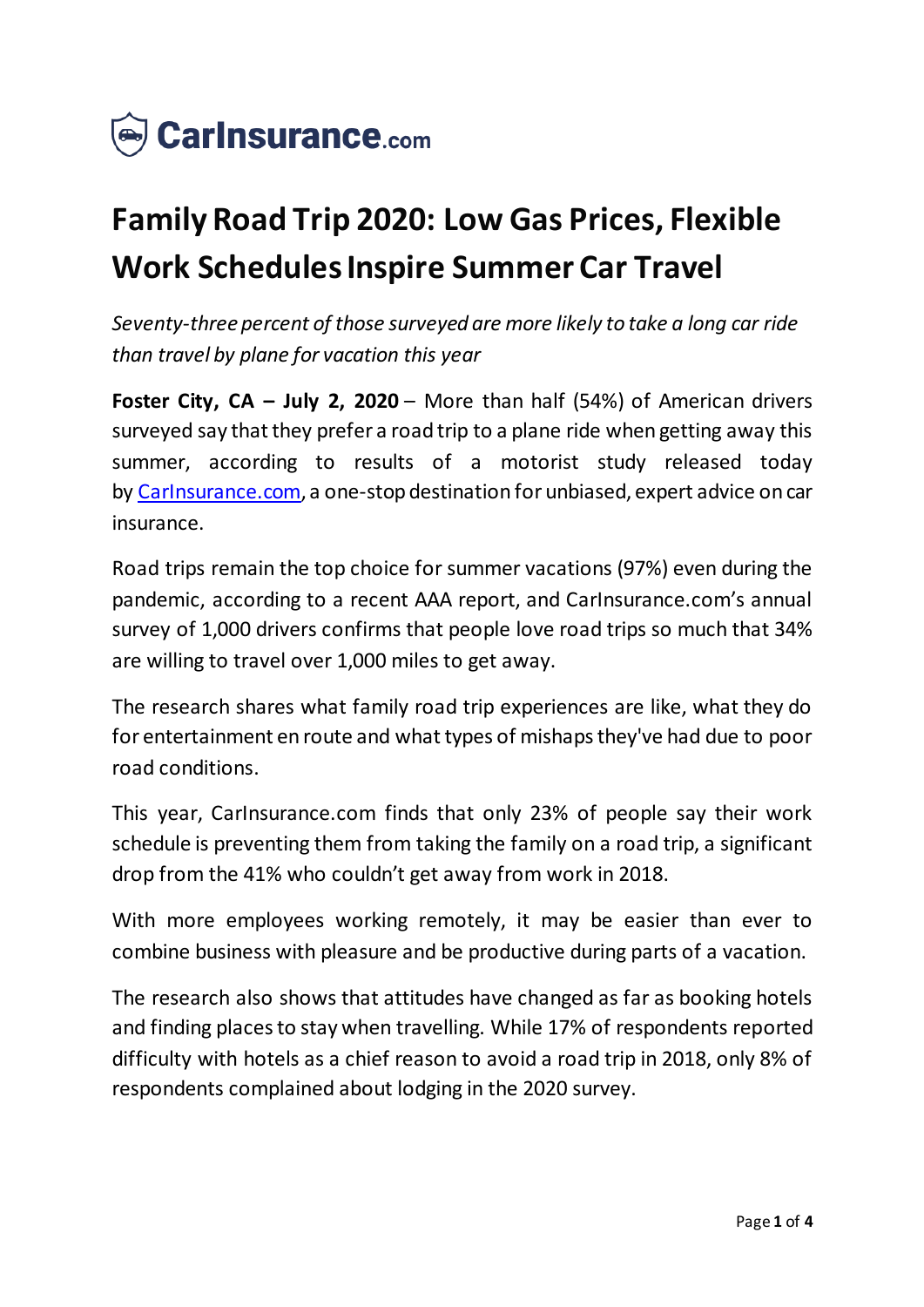# Family Road Trip 2020: Low Gas Prices, Flexible Work Schedules Inspire Summer Car Travel

*Seventy-three percent of those surveyed are more likely to take a long car ride than travel by plane for vacation this year*

**Foster City, CA – July 2, 2020** – More than half (54%) of American drivers surveyed say that they prefer a road trip to a plane ride when getting away this summer, according to results of a motorist study released today by [CarInsurance.com](CarInsurance.com), a one-stop destination for unbiased, expert advice on car insurance.

Road trips remain the top choice for summer vacations (97%) even during the pandemic, according to a recent AAA report, and CarInsurance.com's annual survey of 1,000 drivers confirms that people love road trips so much that 34% are willing to travel over 1,000 miles to get away.

The research shares what family road trip experiences are like, what they do for entertainment en route and what types of mishaps they've had due to poor road conditions.

This year, CarInsurance.com finds that only 23% of people say their work schedule is preventing them from taking the family on a road trip, a significant drop from the 41% who couldn't get away from work in 2018.

With more employees working remotely, it may be easier than ever to combine business with pleasure and be productive during parts of a vacation.

The research also shows that attitudes have changed as far as booking hotels and finding places to stay when travelling. While 17% of respondents reported difficulty with hotels as a chief reason to avoid a road trip in 2018, only 8% of respondents complained about lodging in the 2020 survey.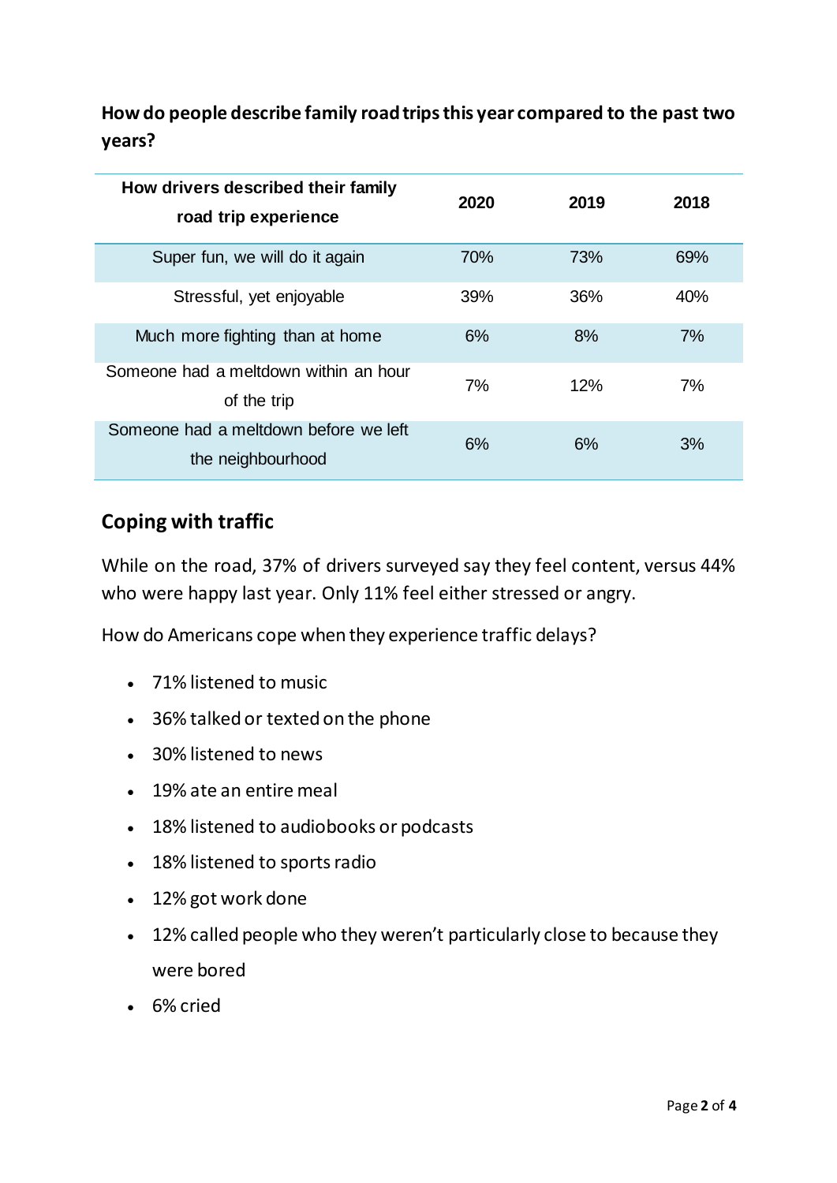**How do people describe family road trips this year compared to the past two years?**

| How drivers described their family road trip experience | 2020 | 2019 | 2018 |
|---|---|---|---|
| Super fun, we will do it again | 70% | 73% | 69% |
| Stressful, yet enjoyable | 39% | 36% | 40% |
| Much more fighting than at home | 6% | 8% | 7% |
| Someone had a meltdown within an hour of the trip | 7% | 12% | 7% |
| Someone had a meltdown before we left the neighbourhood | 6% | 6% | 3% |

## Coping with traffic

While on the road, 37% of drivers surveyed say they feel content, versus 44% who were happy last year. Only 11% feel either stressed or angry.

How do Americans cope when they experience traffic delays?

- 71% listened to music
- 36% talked or texted on the phone
- 30% listened to news
- 19% ate an entire meal
- 18% listened to audiobooks or podcasts
- 18% listened to sports radio
- 12% got work done
- 12% called people who they weren't particularly close to because they were bored
- 6% cried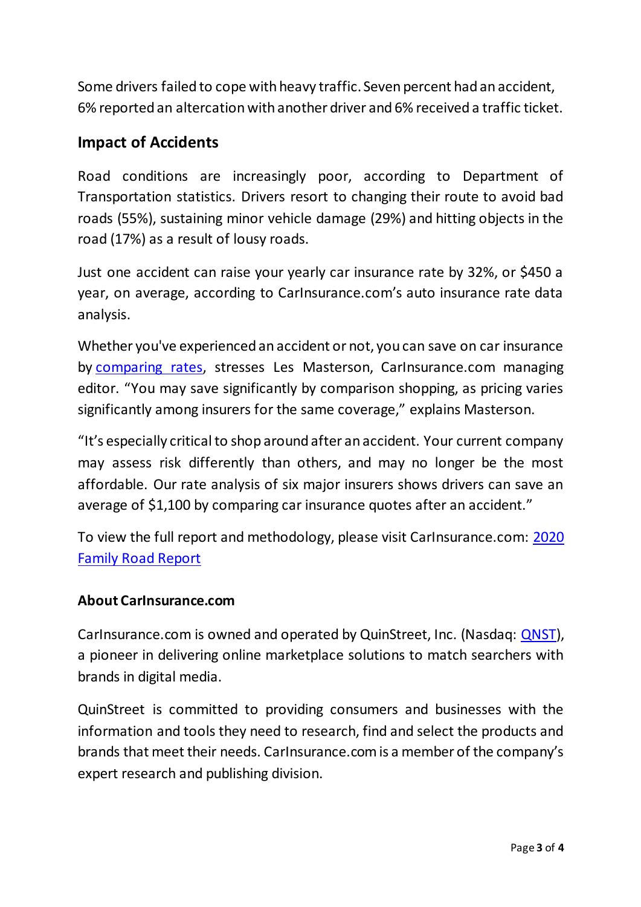Some drivers failed to cope with heavy traffic. Seven percent had an accident, 6% reported an altercation with another driver and 6% received a traffic ticket.

## Impact of Accidents

Road conditions are increasingly poor, according to Department of Transportation statistics. Drivers resort to changing their route to avoid bad roads (55%), sustaining minor vehicle damage (29%) and hitting objects in the road (17%) as a result of lousy roads.

Just one accident can raise your yearly car insurance rate by 32%, or $450 a year, on average, according to CarInsurance.com's auto insurance rate data analysis.

Whether you've experienced an accident or not, you can save on car insurance by [comparing rates](), stresses Les Masterson, CarInsurance.com managing editor. "You may save significantly by comparison shopping, as pricing varies significantly among insurers for the same coverage," explains Masterson.

"It's especially critical to shop around after an accident. Your current company may assess risk differently than others, and may no longer be the most affordable. Our rate analysis of six major insurers shows drivers can save an average of $1,100 by comparing car insurance quotes after an accident."

To view the full report and methodology, please visit CarInsurance.com: [2020 Family Road Report]()

**About CarInsurance.com**

CarInsurance.com is owned and operated by QuinStreet, Inc. (Nasdaq: [QNST]()), a pioneer in delivering online marketplace solutions to match searchers with brands in digital media.

QuinStreet is committed to providing consumers and businesses with the information and tools they need to research, find and select the products and brands that meet their needs. CarInsurance.com is a member of the company's expert research and publishing division.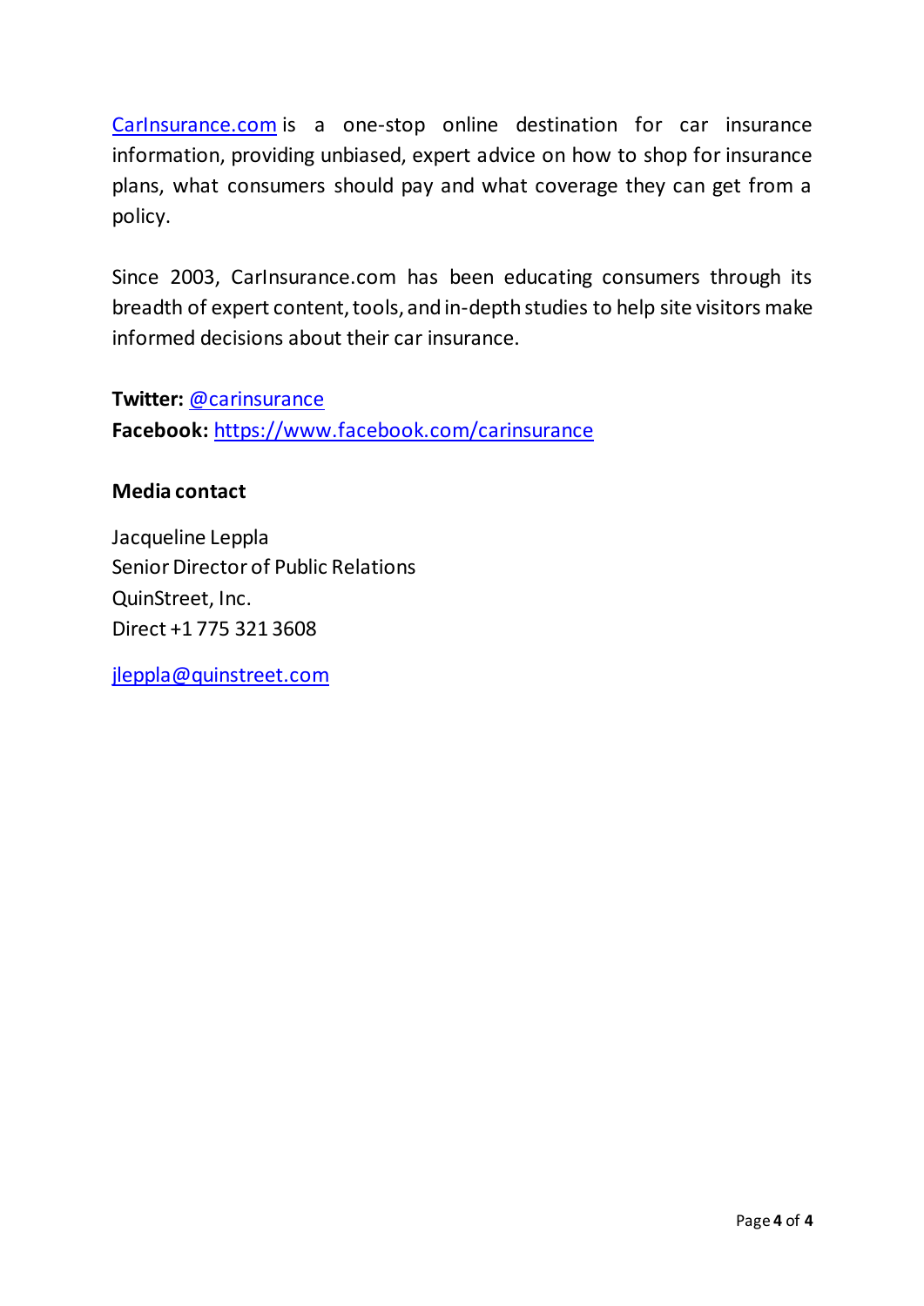[CarInsurance.com](https://www.carinsurance.com) is a one-stop online destination for car insurance information, providing unbiased, expert advice on how to shop for insurance plans, what consumers should pay and what coverage they can get from a policy.

Since 2003, CarInsurance.com has been educating consumers through its breadth of expert content, tools, and in-depth studies to help site visitors make informed decisions about their car insurance.

**Twitter:** @carinsurance
**Facebook:** https://www.facebook.com/carinsurance

**Media contact**

Jacqueline Leppla
Senior Director of Public Relations
QuinStreet, Inc.
Direct +1 775 321 3608

jleppla@quinstreet.com